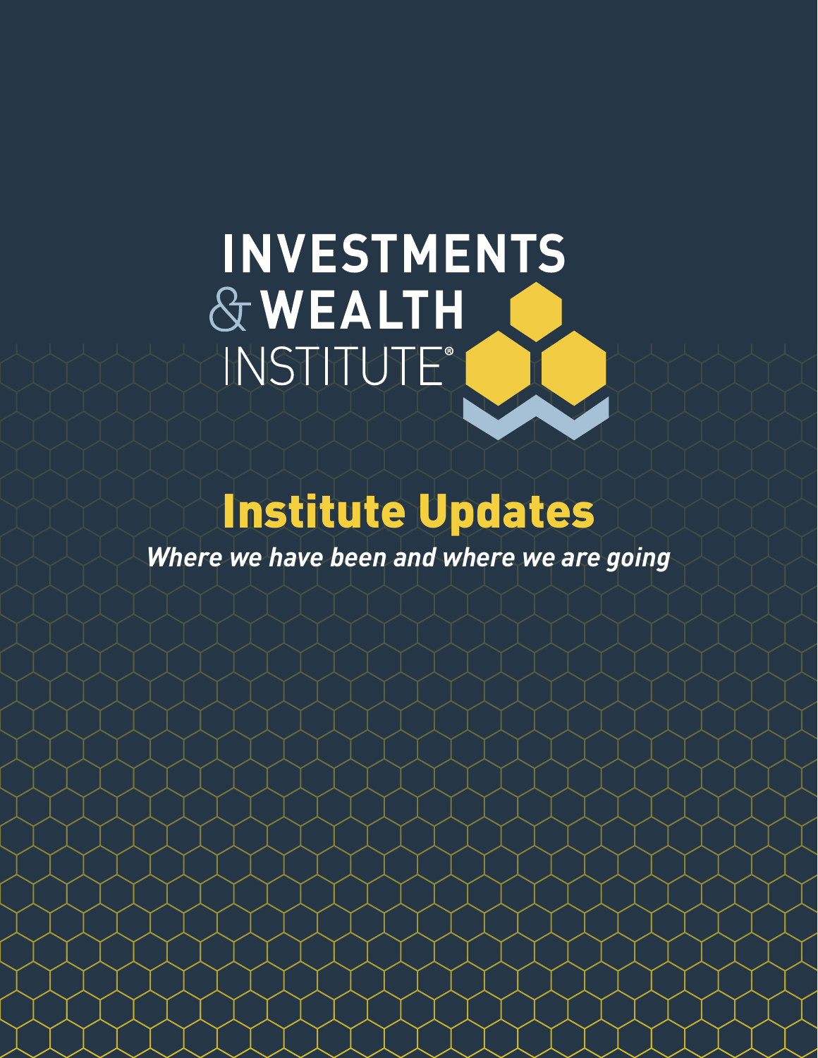INVESTMENTS & WEALTH INSTITUTE®

# Institute Updates

***Where we have been and where we are going***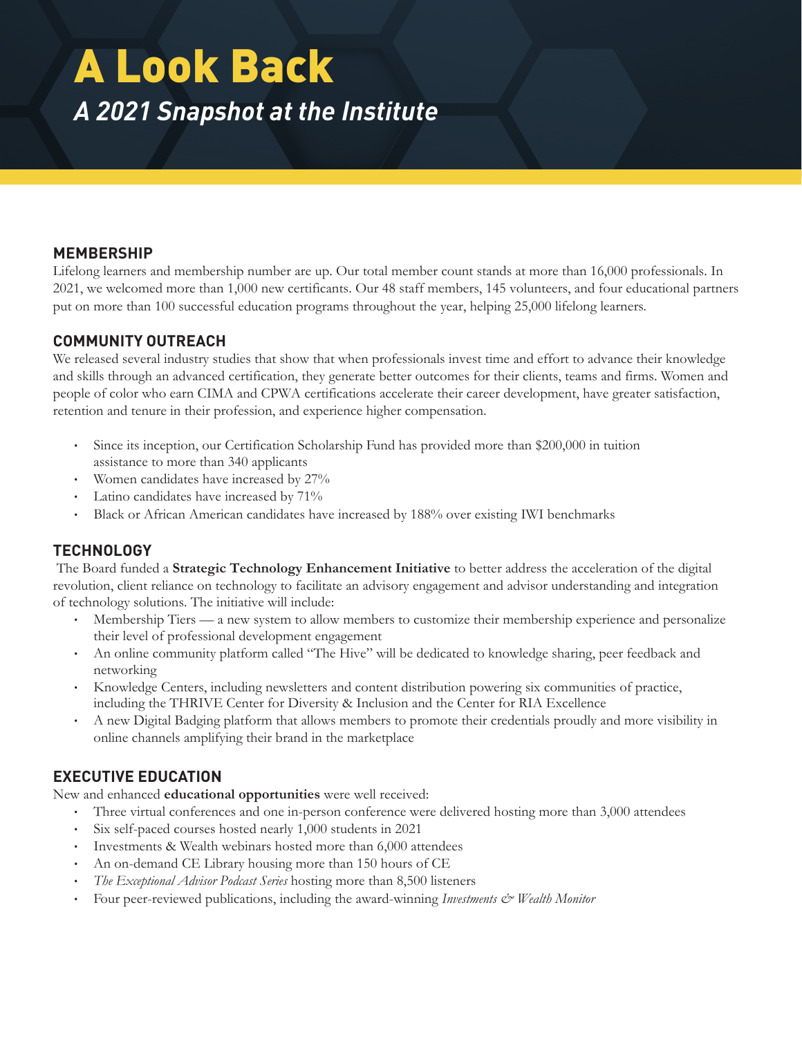# A Look Back

## *A 2021 Snapshot at the Institute*

### MEMBERSHIP

Lifelong learners and membership number are up. Our total member count stands at more than 16,000 professionals. In 2021, we welcomed more than 1,000 new certificants. Our 48 staff members, 145 volunteers, and four educational partners put on more than 100 successful education programs throughout the year, helping 25,000 lifelong learners.

### COMMUNITY OUTREACH

We released several industry studies that show that when professionals invest time and effort to advance their knowledge and skills through an advanced certification, they generate better outcomes for their clients, teams and firms. Women and people of color who earn CIMA and CPWA certifications accelerate their career development, have greater satisfaction, retention and tenure in their profession, and experience higher compensation.

- Since its inception, our Certification Scholarship Fund has provided more than $200,000 in tuition assistance to more than 340 applicants
- Women candidates have increased by 27%
- Latino candidates have increased by 71%
- Black or African American candidates have increased by 188% over existing IWI benchmarks

### TECHNOLOGY

The Board funded a **Strategic Technology Enhancement Initiative** to better address the acceleration of the digital revolution, client reliance on technology to facilitate an advisory engagement and advisor understanding and integration of technology solutions. The initiative will include:

- Membership Tiers — a new system to allow members to customize their membership experience and personalize their level of professional development engagement
- An online community platform called "The Hive" will be dedicated to knowledge sharing, peer feedback and networking
- Knowledge Centers, including newsletters and content distribution powering six communities of practice, including the THRIVE Center for Diversity & Inclusion and the Center for RIA Excellence
- A new Digital Badging platform that allows members to promote their credentials proudly and more visibility in online channels amplifying their brand in the marketplace

### EXECUTIVE EDUCATION

New and enhanced **educational opportunities** were well received:

- Three virtual conferences and one in-person conference were delivered hosting more than 3,000 attendees
- Six self-paced courses hosted nearly 1,000 students in 2021
- Investments & Wealth webinars hosted more than 6,000 attendees
- An on-demand CE Library housing more than 150 hours of CE
- *The Exceptional Advisor Podcast Series* hosting more than 8,500 listeners
- Four peer-reviewed publications, including the award-winning *Investments & Wealth Monitor*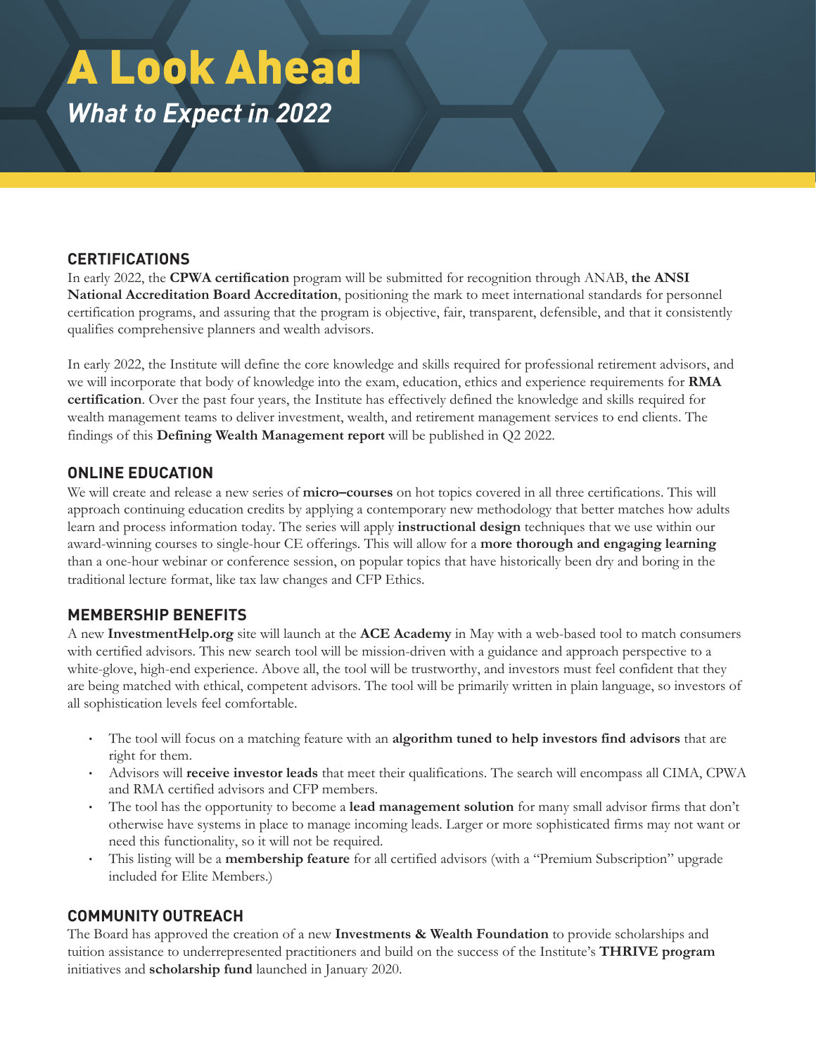# A Look Ahead

## *What to Expect in 2022*

### CERTIFICATIONS

In early 2022, the **CPWA certification** program will be submitted for recognition through ANAB, **the ANSI National Accreditation Board Accreditation**, positioning the mark to meet international standards for personnel certification programs, and assuring that the program is objective, fair, transparent, defensible, and that it consistently qualifies comprehensive planners and wealth advisors.

In early 2022, the Institute will define the core knowledge and skills required for professional retirement advisors, and we will incorporate that body of knowledge into the exam, education, ethics and experience requirements for **RMA certification**. Over the past four years, the Institute has effectively defined the knowledge and skills required for wealth management teams to deliver investment, wealth, and retirement management services to end clients. The findings of this **Defining Wealth Management report** will be published in Q2 2022.

### ONLINE EDUCATION

We will create and release a new series of **micro–courses** on hot topics covered in all three certifications. This will approach continuing education credits by applying a contemporary new methodology that better matches how adults learn and process information today. The series will apply **instructional design** techniques that we use within our award-winning courses to single-hour CE offerings. This will allow for a **more thorough and engaging learning** than a one-hour webinar or conference session, on popular topics that have historically been dry and boring in the traditional lecture format, like tax law changes and CFP Ethics.

### MEMBERSHIP BENEFITS

A new **InvestmentHelp.org** site will launch at the **ACE Academy** in May with a web-based tool to match consumers with certified advisors. This new search tool will be mission-driven with a guidance and approach perspective to a white-glove, high-end experience. Above all, the tool will be trustworthy, and investors must feel confident that they are being matched with ethical, competent advisors. The tool will be primarily written in plain language, so investors of all sophistication levels feel comfortable.

- The tool will focus on a matching feature with an **algorithm tuned to help investors find advisors** that are right for them.
- Advisors will **receive investor leads** that meet their qualifications. The search will encompass all CIMA, CPWA and RMA certified advisors and CFP members.
- The tool has the opportunity to become a **lead management solution** for many small advisor firms that don't otherwise have systems in place to manage incoming leads. Larger or more sophisticated firms may not want or need this functionality, so it will not be required.
- This listing will be a **membership feature** for all certified advisors (with a "Premium Subscription" upgrade included for Elite Members.)

### COMMUNITY OUTREACH

The Board has approved the creation of a new **Investments & Wealth Foundation** to provide scholarships and tuition assistance to underrepresented practitioners and build on the success of the Institute's **THRIVE program** initiatives and **scholarship fund** launched in January 2020.